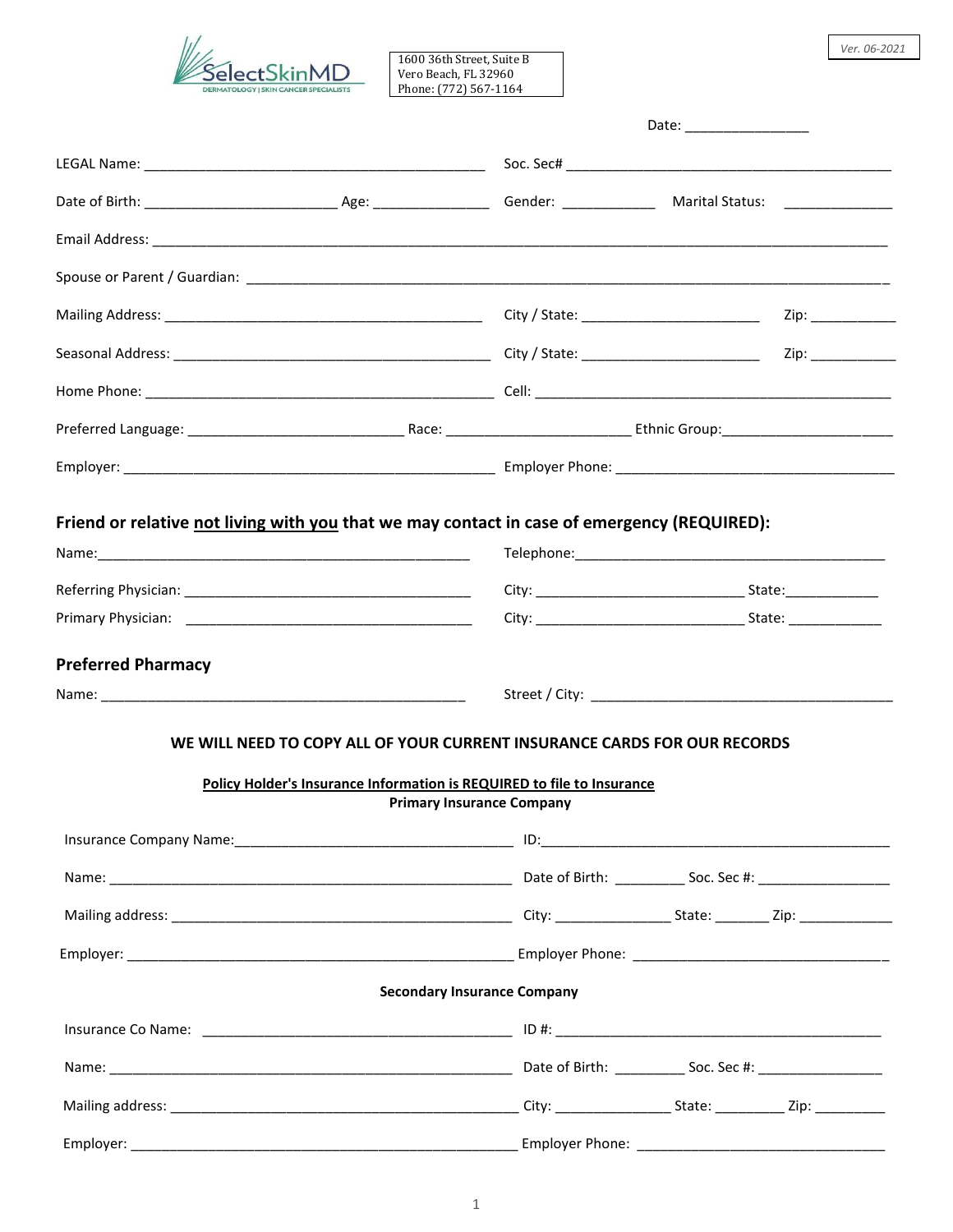SelectSkinMD
DERMATOLOGY | SKIN CANCER SPECIALISTS

1600 36th Street, Suite B
Vero Beach, FL 32960
Phone: (772) 567-1164

*Ver. 06-2021*

Date: ________________

LEGAL Name: ____________________________________________ Soc. Sec# ___________________________________________

Date of Birth: _________________________ Age: _______________ Gender: ____________ Marital Status: ______________

Email Address: ___________________________________________________________________________________________________

Spouse or Parent / Guardian: ______________________________________________________________________________________

Mailing Address: _________________________________________ City / State: _______________________ Zip: ___________

Seasonal Address: _________________________________________ City / State: _______________________ Zip: ___________

Home Phone: ______________________________________________ Cell: ______________________________________________

Preferred Language: ____________________________ Race: ________________________ Ethnic Group:______________________

Employer: ________________________________________________ Employer Phone: ____________________________________

## Friend or relative <u>not living with you</u> that we may contact in case of emergency (REQUIRED):

Name:_________________________________________________ Telephone:_________________________________________

Referring Physician: ______________________________________ City: ___________________________ State:____________

Primary Physician: ______________________________________ City: ___________________________ State: ____________

## Preferred Pharmacy

Name: ________________________________________________ Street / City: ________________________________________

**WE WILL NEED TO COPY ALL OF YOUR CURRENT INSURANCE CARDS FOR OUR RECORDS**

**<u>Policy Holder's Insurance Information is REQUIRED to file to Insurance</u>**

**Primary Insurance Company**

Insurance Company Name:____________________________________ ID:______________________________________________

Name: _____________________________________________________ Date of Birth: _________ Soc. Sec #: _________________

Mailing address: ____________________________________________ City: _______________ State: _______ Zip: ____________

Employer: ___________________________________________________ Employer Phone: ________________________________

**Secondary Insurance Company**

Insurance Co Name: _________________________________________ ID #: ___________________________________________

Name: _____________________________________________________ Date of Birth: _________ Soc. Sec #: ________________

Mailing address: _____________________________________________ City: _______________ State: _________ Zip: _________

Employer: ___________________________________________________ Employer Phone: ________________________________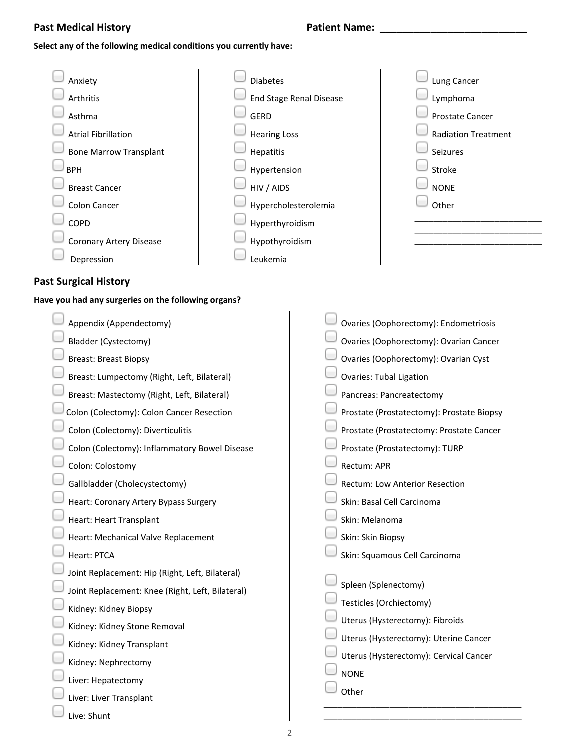## Past Medical History

**Patient Name: ___________________________**

**Select any of the following medical conditions you currently have:**

- ☐ Anxiety
- ☐ Arthritis
- ☐ Asthma
- ☐ Atrial Fibrillation
- ☐ Bone Marrow Transplant
- ☐ BPH
- ☐ Breast Cancer
- ☐ Colon Cancer
- ☐ COPD
- ☐ Coronary Artery Disease
- ☐ Depression
- ☐ Diabetes
- ☐ End Stage Renal Disease
- ☐ GERD
- ☐ Hearing Loss
- ☐ Hepatitis
- ☐ Hypertension
- ☐ HIV / AIDS
- ☐ Hypercholesterolemia
- ☐ Hyperthyroidism
- ☐ Hypothyroidism
- ☐ Leukemia
- ☐ Lung Cancer
- ☐ Lymphoma
- ☐ Prostate Cancer
- ☐ Radiation Treatment
- ☐ Seizures
- ☐ Stroke
- ☐ NONE
- ☐ Other

___________________________
___________________________
___________________________

## Past Surgical History

**Have you had any surgeries on the following organs?**

- ☐ Appendix (Appendectomy)
- ☐ Bladder (Cystectomy)
- ☐ Breast: Breast Biopsy
- ☐ Breast: Lumpectomy (Right, Left, Bilateral)
- ☐ Breast: Mastectomy (Right, Left, Bilateral)
- ☐ Colon (Colectomy): Colon Cancer Resection
- ☐ Colon (Colectomy): Diverticulitis
- ☐ Colon (Colectomy): Inflammatory Bowel Disease
- ☐ Colon: Colostomy
- ☐ Gallbladder (Cholecystectomy)
- ☐ Heart: Coronary Artery Bypass Surgery
- ☐ Heart: Heart Transplant
- ☐ Heart: Mechanical Valve Replacement
- ☐ Heart: PTCA
- ☐ Joint Replacement: Hip (Right, Left, Bilateral)
- ☐ Joint Replacement: Knee (Right, Left, Bilateral)
- ☐ Kidney: Kidney Biopsy
- ☐ Kidney: Kidney Stone Removal
- ☐ Kidney: Kidney Transplant
- ☐ Kidney: Nephrectomy
- ☐ Liver: Hepatectomy
- ☐ Liver: Liver Transplant
- ☐ Live: Shunt
- ☐ Ovaries (Oophorectomy): Endometriosis
- ☐ Ovaries (Oophorectomy): Ovarian Cancer
- ☐ Ovaries (Oophorectomy): Ovarian Cyst
- ☐ Ovaries: Tubal Ligation
- ☐ Pancreas: Pancreatectomy
- ☐ Prostate (Prostatectomy): Prostate Biopsy
- ☐ Prostate (Prostatectomy: Prostate Cancer
- ☐ Prostate (Prostatectomy): TURP
- ☐ Rectum: APR
- ☐ Rectum: Low Anterior Resection
- ☐ Skin: Basal Cell Carcinoma
- ☐ Skin: Melanoma
- ☐ Skin: Skin Biopsy
- ☐ Skin: Squamous Cell Carcinoma
- ☐ Spleen (Splenectomy)
- ☐ Testicles (Orchiectomy)
- ☐ Uterus (Hysterectomy): Fibroids
- ☐ Uterus (Hysterectomy): Uterine Cancer
- ☐ Uterus (Hysterectomy): Cervical Cancer
- ☐ NONE
- ☐ Other

___________________________________________
___________________________________________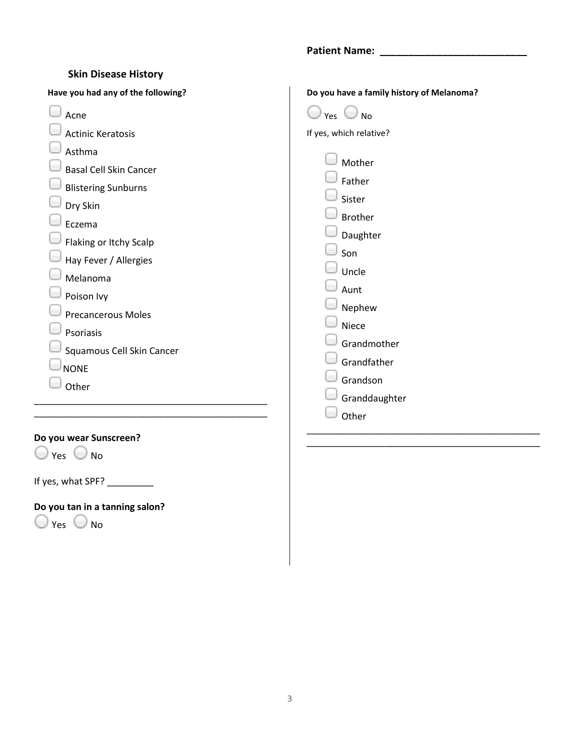**Patient Name: \_\_\_\_\_\_\_\_\_\_\_\_\_\_\_\_\_\_\_\_\_\_\_\_\_**

## Skin Disease History

**Have you had any of the following?**

- ☐ Acne
- ☐ Actinic Keratosis
- ☐ Asthma
- ☐ Basal Cell Skin Cancer
- ☐ Blistering Sunburns
- ☐ Dry Skin
- ☐ Eczema
- ☐ Flaking or Itchy Scalp
- ☐ Hay Fever / Allergies
- ☐ Melanoma
- ☐ Poison Ivy
- ☐ Precancerous Moles
- ☐ Psoriasis
- ☐ Squamous Cell Skin Cancer
- ☐ NONE
- ☐ Other

\_\_\_\_\_\_\_\_\_\_\_\_\_\_\_\_\_\_\_\_\_\_\_\_\_\_\_\_\_\_\_\_\_\_\_\_\_\_\_\_\_\_\_\_\_

\_\_\_\_\_\_\_\_\_\_\_\_\_\_\_\_\_\_\_\_\_\_\_\_\_\_\_\_\_\_\_\_\_\_\_\_\_\_\_\_\_\_\_\_\_

**Do you wear Sunscreen?**

○ Yes ○ No

If yes, what SPF? \_\_\_\_\_\_\_\_\_

**Do you tan in a tanning salon?**

○ Yes ○ No

**Do you have a family history of Melanoma?**

○ Yes ○ No

If yes, which relative?

- ☐ Mother
- ☐ Father
- ☐ Sister
- ☐ Brother
- ☐ Daughter
- ☐ Son
- ☐ Uncle
- ☐ Aunt
- ☐ Nephew
- ☐ Niece
- ☐ Grandmother
- ☐ Grandfather
- ☐ Grandson
- ☐ Granddaughter
- ☐ Other

\_\_\_\_\_\_\_\_\_\_\_\_\_\_\_\_\_\_\_\_\_\_\_\_\_\_\_\_\_\_\_\_\_\_\_\_\_\_\_\_\_\_\_\_\_

\_\_\_\_\_\_\_\_\_\_\_\_\_\_\_\_\_\_\_\_\_\_\_\_\_\_\_\_\_\_\_\_\_\_\_\_\_\_\_\_\_\_\_\_\_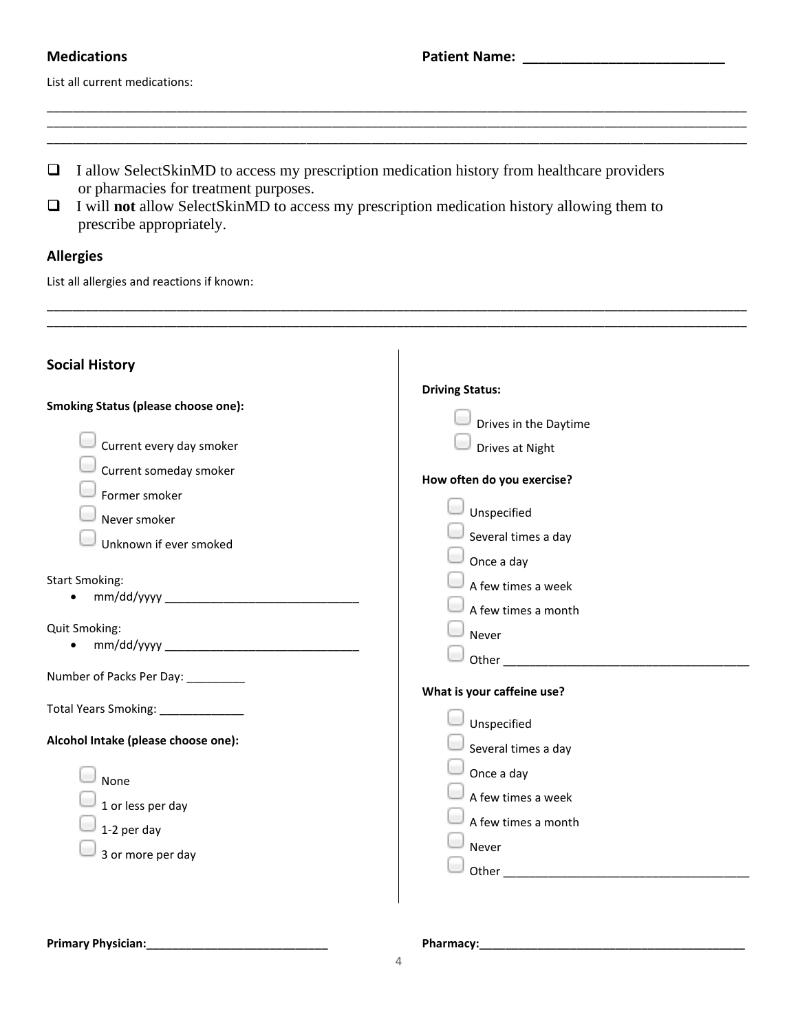## Medications

**Patient Name: ___________________________**

List all current medications:

_____________________________________________________________________________________________
_____________________________________________________________________________________________
_____________________________________________________________________________________________

- ☐ I allow SelectSkinMD to access my prescription medication history from healthcare providers or pharmacies for treatment purposes.
- ☐ I will **not** allow SelectSkinMD to access my prescription medication history allowing them to prescribe appropriately.

## Allergies

List all allergies and reactions if known:

_____________________________________________________________________________________________
_____________________________________________________________________________________________

## Social History

**Smoking Status (please choose one):**

- ☐ Current every day smoker
- ☐ Current someday smoker
- ☐ Former smoker
- ☐ Never smoker
- ☐ Unknown if ever smoked

Start Smoking:

- mm/dd/yyyy ______________________________

Quit Smoking:

- mm/dd/yyyy ______________________________

Number of Packs Per Day: _________

Total Years Smoking: _____________

**Alcohol Intake (please choose one):**

- ☐ None
- ☐ 1 or less per day
- ☐ 1-2 per day
- ☐ 3 or more per day

**Driving Status:**

- ☐ Drives in the Daytime
- ☐ Drives at Night

**How often do you exercise?**

- ☐ Unspecified
- ☐ Several times a day
- ☐ Once a day
- ☐ A few times a week
- ☐ A few times a month
- ☐ Never
- ☐ Other _____________________________________

**What is your caffeine use?**

- ☐ Unspecified
- ☐ Several times a day
- ☐ Once a day
- ☐ A few times a week
- ☐ A few times a month
- ☐ Never
- ☐ Other _____________________________________

**Primary Physician:____________________________**

**Pharmacy:___________________________________________**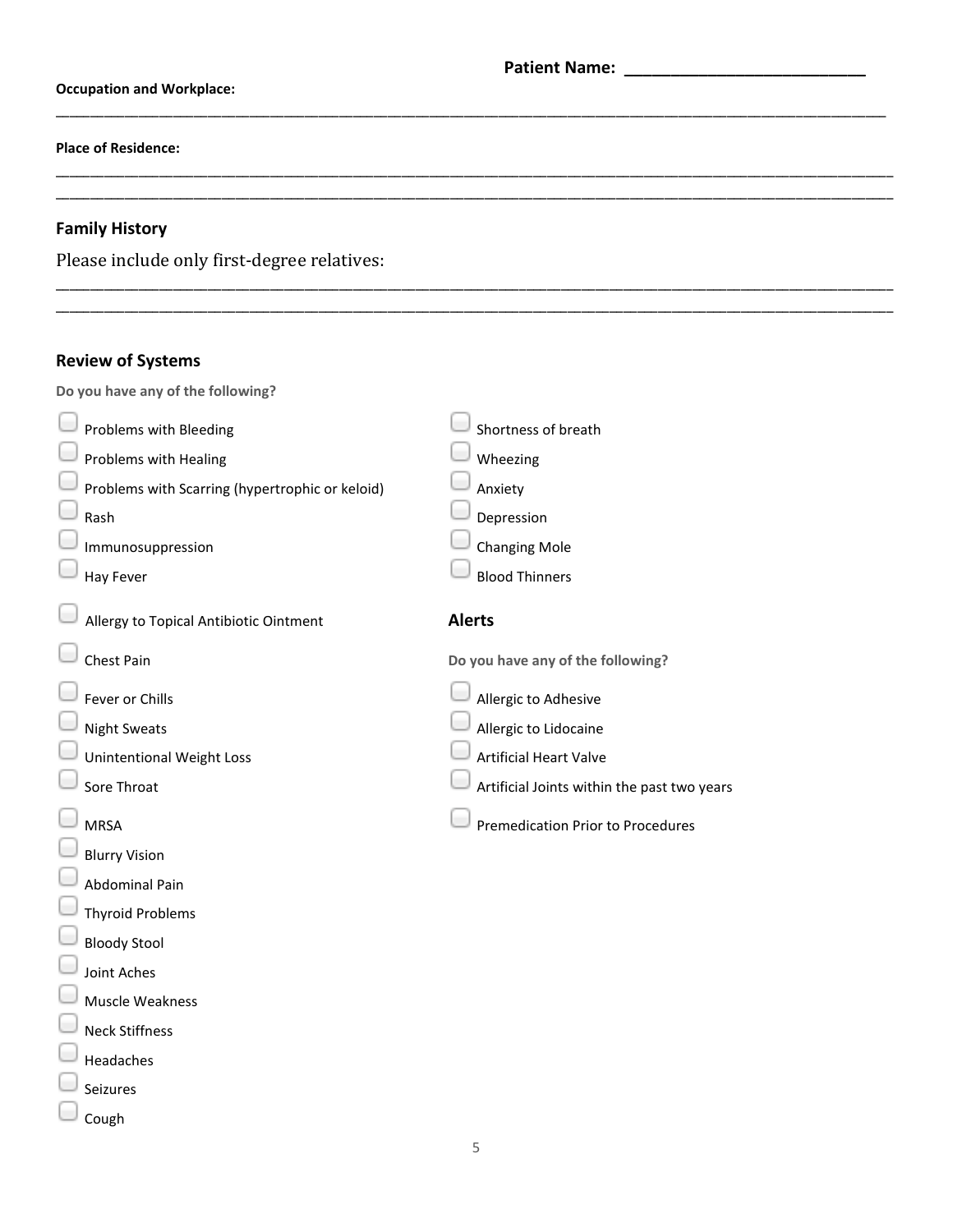**Patient Name: \_\_\_\_\_\_\_\_\_\_\_\_\_\_\_\_\_\_\_\_\_\_\_\_\_\_**

**Occupation and Workplace:**

\_\_\_\_\_\_\_\_\_\_\_\_\_\_\_\_\_\_\_\_\_\_\_\_\_\_\_\_\_\_\_\_\_\_\_\_\_\_\_\_\_\_\_\_\_\_\_\_\_\_\_\_\_\_\_\_\_\_\_\_\_\_\_\_\_\_\_\_\_\_\_\_\_\_\_\_\_\_

**Place of Residence:**

\_\_\_\_\_\_\_\_\_\_\_\_\_\_\_\_\_\_\_\_\_\_\_\_\_\_\_\_\_\_\_\_\_\_\_\_\_\_\_\_\_\_\_\_\_\_\_\_\_\_\_\_\_\_\_\_\_\_\_\_\_\_\_\_\_\_\_\_\_\_\_\_\_\_\_\_\_\_

\_\_\_\_\_\_\_\_\_\_\_\_\_\_\_\_\_\_\_\_\_\_\_\_\_\_\_\_\_\_\_\_\_\_\_\_\_\_\_\_\_\_\_\_\_\_\_\_\_\_\_\_\_\_\_\_\_\_\_\_\_\_\_\_\_\_\_\_\_\_\_\_\_\_\_\_\_\_

## Family History

Please include only first-degree relatives:

\_\_\_\_\_\_\_\_\_\_\_\_\_\_\_\_\_\_\_\_\_\_\_\_\_\_\_\_\_\_\_\_\_\_\_\_\_\_\_\_\_\_\_\_\_\_\_\_\_\_\_\_\_\_\_\_\_\_\_\_\_\_\_\_\_\_\_\_\_\_\_\_\_\_\_\_\_\_

\_\_\_\_\_\_\_\_\_\_\_\_\_\_\_\_\_\_\_\_\_\_\_\_\_\_\_\_\_\_\_\_\_\_\_\_\_\_\_\_\_\_\_\_\_\_\_\_\_\_\_\_\_\_\_\_\_\_\_\_\_\_\_\_\_\_\_\_\_\_\_\_\_\_\_\_\_\_

## Review of Systems

**Do you have any of the following?**

- ☐ Problems with Bleeding
- ☐ Problems with Healing
- ☐ Problems with Scarring (hypertrophic or keloid)
- ☐ Rash
- ☐ Immunosuppression
- ☐ Hay Fever
- ☐ Allergy to Topical Antibiotic Ointment
- ☐ Chest Pain
- ☐ Fever or Chills
- ☐ Night Sweats
- ☐ Unintentional Weight Loss
- ☐ Sore Throat
- ☐ MRSA
- ☐ Blurry Vision
- ☐ Abdominal Pain
- ☐ Thyroid Problems
- ☐ Bloody Stool
- ☐ Joint Aches
- ☐ Muscle Weakness
- ☐ Neck Stiffness
- ☐ Headaches
- ☐ Seizures
- ☐ Cough
- ☐ Shortness of breath
- ☐ Wheezing
- ☐ Anxiety
- ☐ Depression
- ☐ Changing Mole
- ☐ Blood Thinners

## Alerts

**Do you have any of the following?**

- ☐ Allergic to Adhesive
- ☐ Allergic to Lidocaine
- ☐ Artificial Heart Valve
- ☐ Artificial Joints within the past two years
- ☐ Premedication Prior to Procedures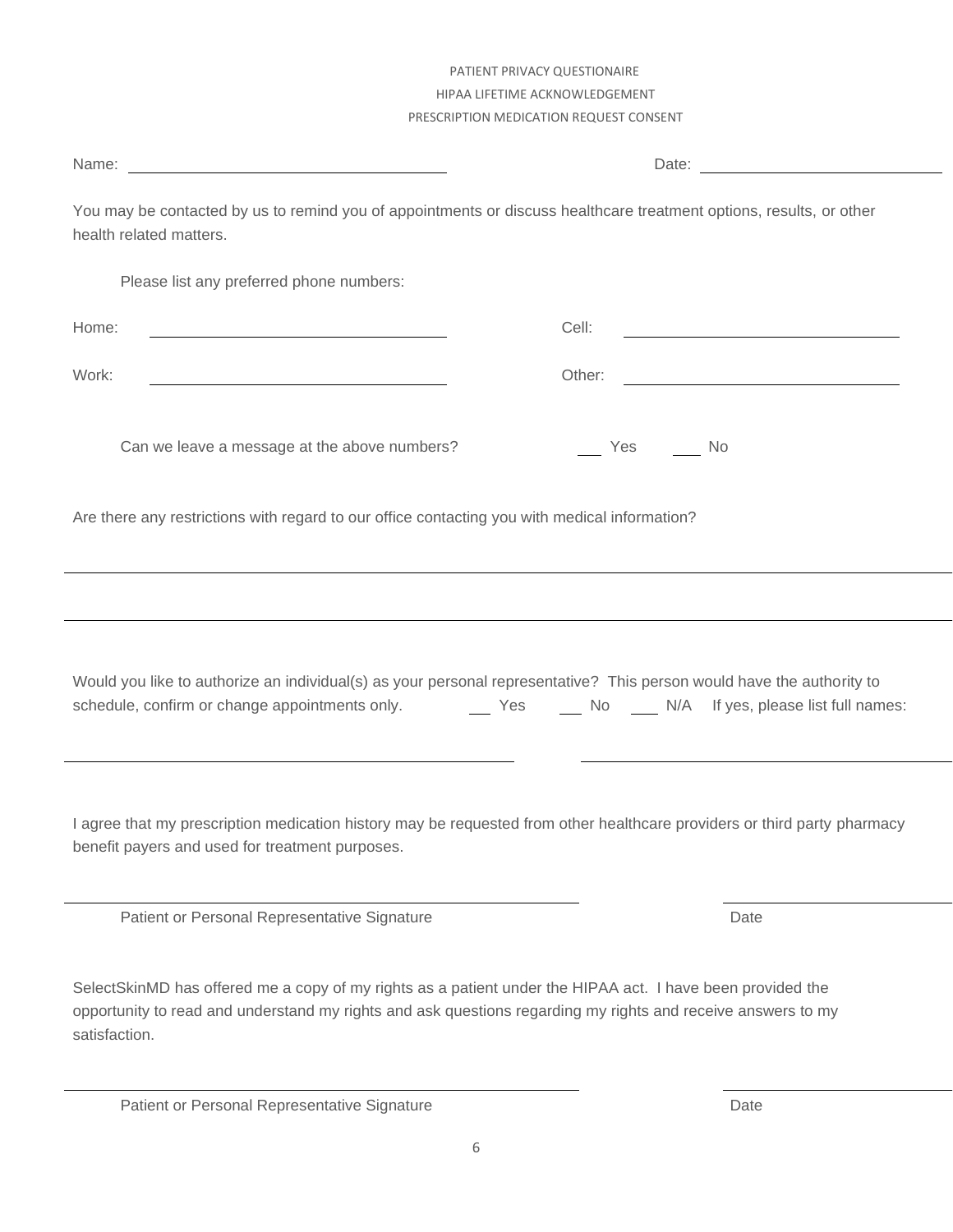PATIENT PRIVACY QUESTIONAIRE

HIPAA LIFETIME ACKNOWLEDGEMENT

PRESCRIPTION MEDICATION REQUEST CONSENT

Name: ______________________________ Date: ______________________________

You may be contacted by us to remind you of appointments or discuss healthcare treatment options, results, or other health related matters.

Please list any preferred phone numbers:

Home: ______________________________ Cell: ______________________________

Work: ______________________________ Other: ______________________________

Can we leave a message at the above numbers? ___ Yes ___ No

Are there any restrictions with regard to our office contacting you with medical information?

__________________________________________________________________________________

__________________________________________________________________________________

Would you like to authorize an individual(s) as your personal representative? This person would have the authority to schedule, confirm or change appointments only. ___ Yes ___ No ___ N/A If yes, please list full names:

______________________________ ______________________________

I agree that my prescription medication history may be requested from other healthcare providers or third party pharmacy benefit payers and used for treatment purposes.

______________________________ ______________________________

Patient or Personal Representative Signature Date

SelectSkinMD has offered me a copy of my rights as a patient under the HIPAA act. I have been provided the opportunity to read and understand my rights and ask questions regarding my rights and receive answers to my satisfaction.

______________________________ ______________________________

Patient or Personal Representative Signature Date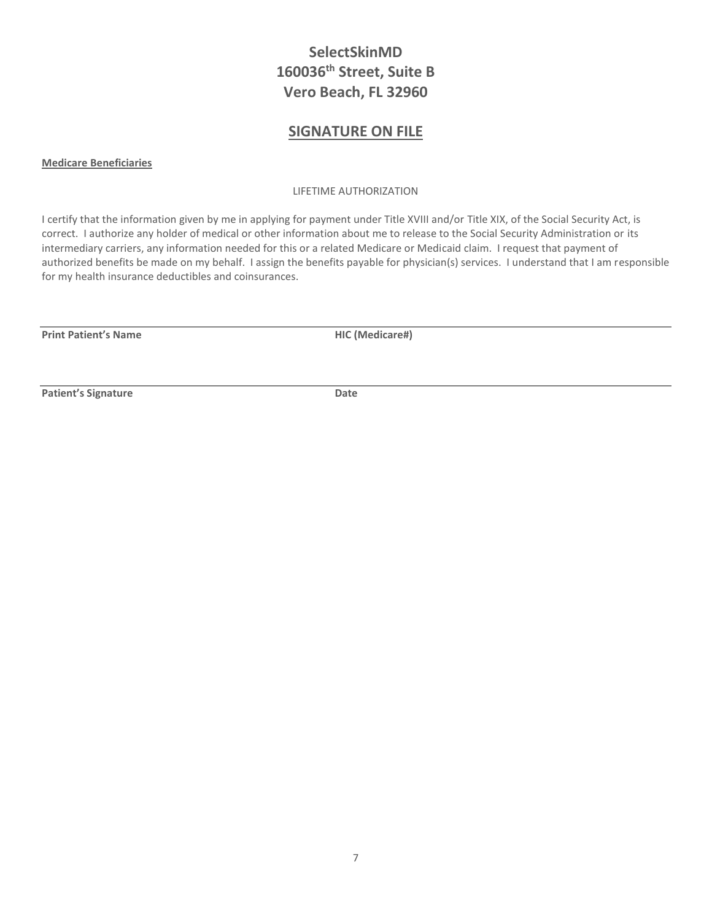# SelectSkinMD
# 160036th Street, Suite B
# Vero Beach, FL 32960

## SIGNATURE ON FILE

**Medicare Beneficiaries**

LIFETIME AUTHORIZATION

I certify that the information given by me in applying for payment under Title XVIII and/or Title XIX, of the Social Security Act, is correct. I authorize any holder of medical or other information about me to release to the Social Security Administration or its intermediary carriers, any information needed for this or a related Medicare or Medicaid claim. I request that payment of authorized benefits be made on my behalf. I assign the benefits payable for physician(s) services. I understand that I am responsible for my health insurance deductibles and coinsurances.

| Print Patient's Name | HIC (Medicare#) |
|---|---|
| | |

| Patient's Signature | Date |
|---|---|
| | |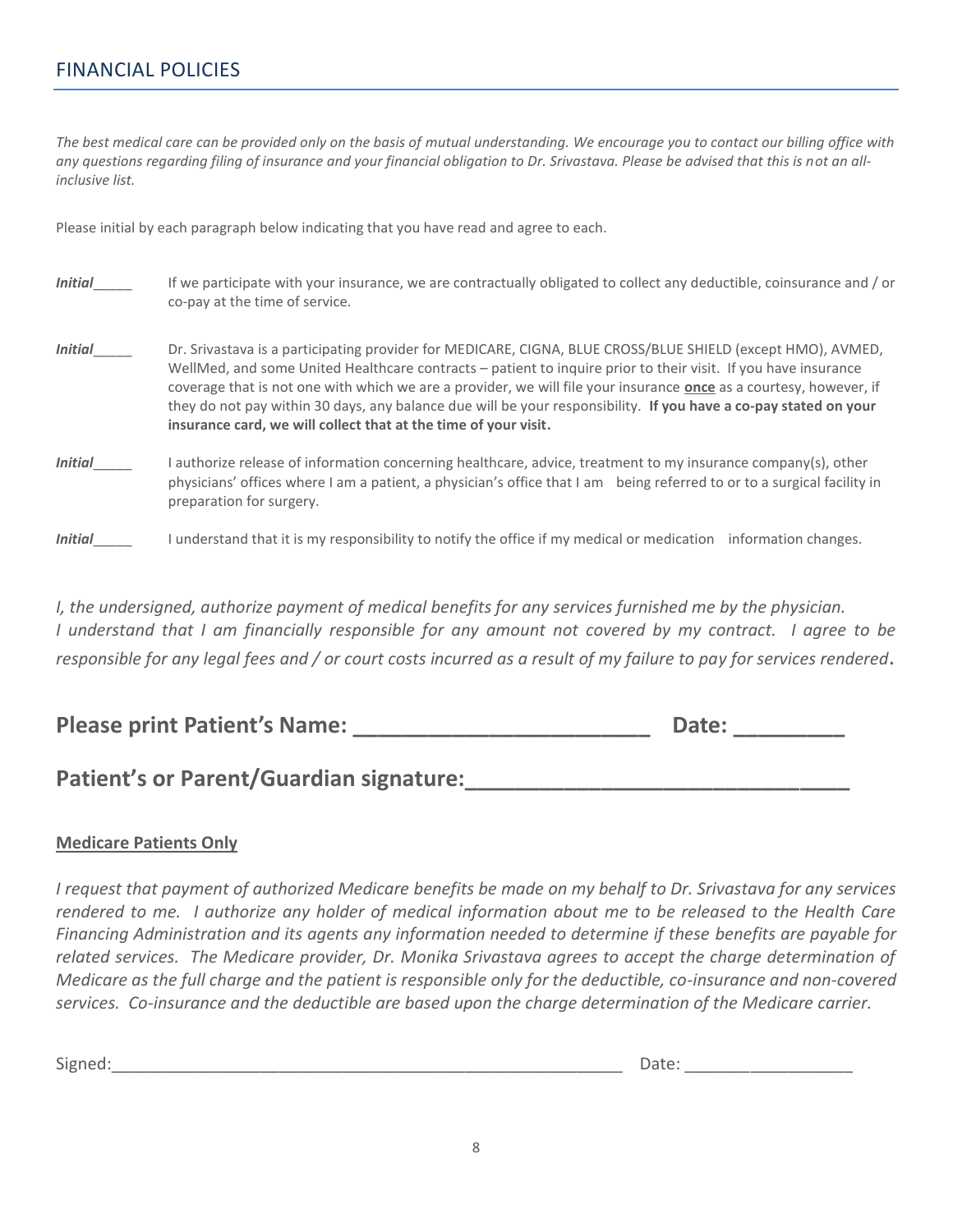## FINANCIAL POLICIES

*The best medical care can be provided only on the basis of mutual understanding. We encourage you to contact our billing office with any questions regarding filing of insurance and your financial obligation to Dr. Srivastava. Please be advised that this is not an all-inclusive list.*

Please initial by each paragraph below indicating that you have read and agree to each.

***Initial*\_\_\_\_\_** If we participate with your insurance, we are contractually obligated to collect any deductible, coinsurance and / or co-pay at the time of service.

***Initial*\_\_\_\_\_** Dr. Srivastava is a participating provider for MEDICARE, CIGNA, BLUE CROSS/BLUE SHIELD (except HMO), AVMED, WellMed, and some United Healthcare contracts – patient to inquire prior to their visit. If you have insurance coverage that is not one with which we are a provider, we will file your insurance <u>**once**</u> as a courtesy, however, if they do not pay within 30 days, any balance due will be your responsibility. **If you have a co-pay stated on your insurance card, we will collect that at the time of your visit.**

***Initial*\_\_\_\_\_** I authorize release of information concerning healthcare, advice, treatment to my insurance company(s), other physicians' offices where I am a patient, a physician's office that I am being referred to or to a surgical facility in preparation for surgery.

***Initial*\_\_\_\_\_** I understand that it is my responsibility to notify the office if my medical or medication information changes.

*I, the undersigned, authorize payment of medical benefits for any services furnished me by the physician. I understand that I am financially responsible for any amount not covered by my contract. I agree to be responsible for any legal fees and / or court costs incurred as a result of my failure to pay for services rendered*.

**Please print Patient's Name: \_\_\_\_\_\_\_\_\_\_\_\_\_\_\_\_\_\_\_\_\_\_\_\_\_ Date: \_\_\_\_\_\_\_\_\_**

**Patient's or Parent/Guardian signature:\_\_\_\_\_\_\_\_\_\_\_\_\_\_\_\_\_\_\_\_\_\_\_\_\_\_\_\_\_\_\_**

<u>**Medicare Patients Only**</u>

*I request that payment of authorized Medicare benefits be made on my behalf to Dr. Srivastava for any services rendered to me. I authorize any holder of medical information about me to be released to the Health Care Financing Administration and its agents any information needed to determine if these benefits are payable for related services. The Medicare provider, Dr. Monika Srivastava agrees to accept the charge determination of Medicare as the full charge and the patient is responsible only for the deductible, co-insurance and non-covered services. Co-insurance and the deductible are based upon the charge determination of the Medicare carrier.*

Signed:\_\_\_\_\_\_\_\_\_\_\_\_\_\_\_\_\_\_\_\_\_\_\_\_\_\_\_\_\_\_\_\_\_\_\_\_\_\_\_\_\_\_\_\_\_\_\_\_\_\_\_\_\_\_\_\_ Date: \_\_\_\_\_\_\_\_\_\_\_\_\_\_\_\_\_\_